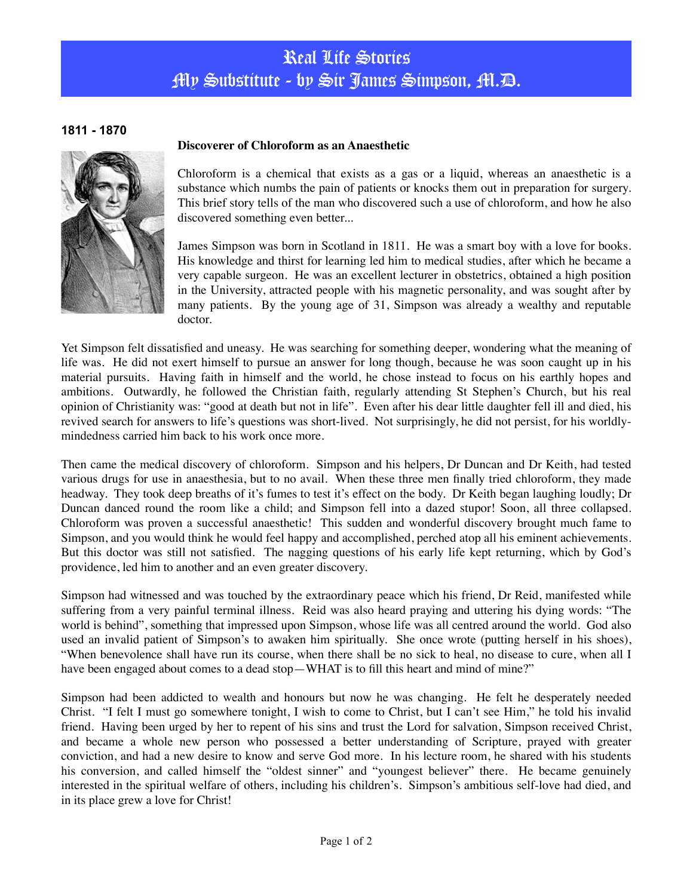# Real Life Stories
# My Substitute - by Sir James Simpson, M.D.

**1811 - 1870**

**Discoverer of Chloroform as an Anaesthetic**

Chloroform is a chemical that exists as a gas or a liquid, whereas an anaesthetic is a substance which numbs the pain of patients or knocks them out in preparation for surgery. This brief story tells of the man who discovered such a use of chloroform, and how he also discovered something even better...

James Simpson was born in Scotland in 1811. He was a smart boy with a love for books. His knowledge and thirst for learning led him to medical studies, after which he became a very capable surgeon. He was an excellent lecturer in obstetrics, obtained a high position in the University, attracted people with his magnetic personality, and was sought after by many patients. By the young age of 31, Simpson was already a wealthy and reputable doctor.

Yet Simpson felt dissatisfied and uneasy. He was searching for something deeper, wondering what the meaning of life was. He did not exert himself to pursue an answer for long though, because he was soon caught up in his material pursuits. Having faith in himself and the world, he chose instead to focus on his earthly hopes and ambitions. Outwardly, he followed the Christian faith, regularly attending St Stephen's Church, but his real opinion of Christianity was: "good at death but not in life". Even after his dear little daughter fell ill and died, his revived search for answers to life's questions was short-lived. Not surprisingly, he did not persist, for his worldly-mindedness carried him back to his work once more.

Then came the medical discovery of chloroform. Simpson and his helpers, Dr Duncan and Dr Keith, had tested various drugs for use in anaesthesia, but to no avail. When these three men finally tried chloroform, they made headway. They took deep breaths of it's fumes to test it's effect on the body. Dr Keith began laughing loudly; Dr Duncan danced round the room like a child; and Simpson fell into a dazed stupor! Soon, all three collapsed. Chloroform was proven a successful anaesthetic! This sudden and wonderful discovery brought much fame to Simpson, and you would think he would feel happy and accomplished, perched atop all his eminent achievements. But this doctor was still not satisfied. The nagging questions of his early life kept returning, which by God's providence, led him to another and an even greater discovery.

Simpson had witnessed and was touched by the extraordinary peace which his friend, Dr Reid, manifested while suffering from a very painful terminal illness. Reid was also heard praying and uttering his dying words: "The world is behind", something that impressed upon Simpson, whose life was all centred around the world. God also used an invalid patient of Simpson's to awaken him spiritually. She once wrote (putting herself in his shoes), "When benevolence shall have run its course, when there shall be no sick to heal, no disease to cure, when all I have been engaged about comes to a dead stop—WHAT is to fill this heart and mind of mine?"

Simpson had been addicted to wealth and honours but now he was changing. He felt he desperately needed Christ. "I felt I must go somewhere tonight, I wish to come to Christ, but I can't see Him," he told his invalid friend. Having been urged by her to repent of his sins and trust the Lord for salvation, Simpson received Christ, and became a whole new person who possessed a better understanding of Scripture, prayed with greater conviction, and had a new desire to know and serve God more. In his lecture room, he shared with his students his conversion, and called himself the "oldest sinner" and "youngest believer" there. He became genuinely interested in the spiritual welfare of others, including his children's. Simpson's ambitious self-love had died, and in its place grew a love for Christ!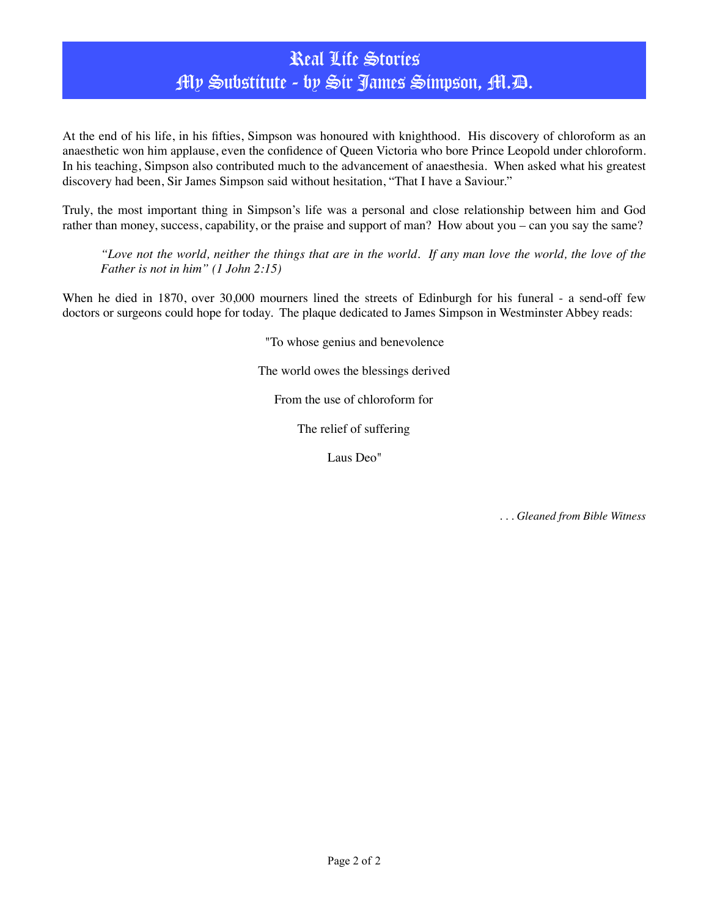# Real Life Stories
## My Substitute - by Sir James Simpson, M.D.

At the end of his life, in his fifties, Simpson was honoured with knighthood. His discovery of chloroform as an anaesthetic won him applause, even the confidence of Queen Victoria who bore Prince Leopold under chloroform. In his teaching, Simpson also contributed much to the advancement of anaesthesia. When asked what his greatest discovery had been, Sir James Simpson said without hesitation, "That I have a Saviour."

Truly, the most important thing in Simpson's life was a personal and close relationship between him and God rather than money, success, capability, or the praise and support of man? How about you – can you say the same?

> *"Love not the world, neither the things that are in the world. If any man love the world, the love of the Father is not in him" (1 John 2:15)*

When he died in 1870, over 30,000 mourners lined the streets of Edinburgh for his funeral - a send-off few doctors or surgeons could hope for today. The plaque dedicated to James Simpson in Westminster Abbey reads:

"To whose genius and benevolence

The world owes the blessings derived

From the use of chloroform for

The relief of suffering

Laus Deo"

*. . . Gleaned from Bible Witness*